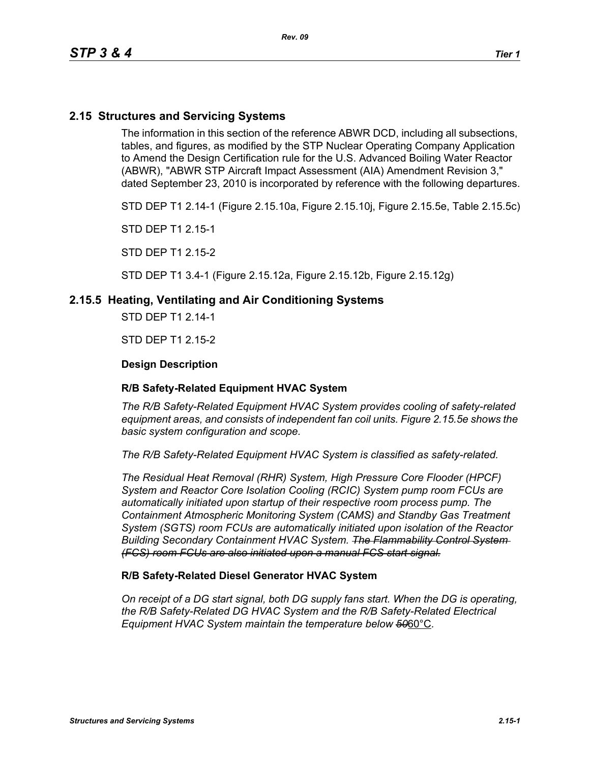## 2.15 Structures and Servicing Systems

The information in this section of the reference ABWR DCD, including all subsections, tables, and figures, as modified by the STP Nuclear Operating Company Application to Amend the Design Certification rule for the U.S. Advanced Boiling Water Reactor (ABWR), "ABWR STP Aircraft Impact Assessment (AIA) Amendment Revision 3," dated September 23, 2010 is incorporated by reference with the following departures.

STD DEP T1 2.14-1 (Figure 2.15.10a, Figure 2.15.10j, Figure 2.15.5e, Table 2.15.5c)

STD DEP T1 2.15-1

STD DEP T1 2.15-2

STD DEP T1 3.4-1 (Figure 2.15.12a, Figure 2.15.12b, Figure 2.15.12g)

### 2.15.5 Heating, Ventilating and Air Conditioning Systems

STD DEP T1 2.14-1

STD DEP T1 2.15-2

**Design Description**

**R/B Safety-Related Equipment HVAC System**

*The R/B Safety-Related Equipment HVAC System provides cooling of safety-related equipment areas, and consists of independent fan coil units. Figure 2.15.5e shows the basic system configuration and scope.*

*The R/B Safety-Related Equipment HVAC System is classified as safety-related.*

*The Residual Heat Removal (RHR) System, High Pressure Core Flooder (HPCF) System and Reactor Core Isolation Cooling (RCIC) System pump room FCUs are automatically initiated upon startup of their respective room process pump. The Containment Atmospheric Monitoring System (CAMS) and Standby Gas Treatment System (SGTS) room FCUs are automatically initiated upon isolation of the Reactor Building Secondary Containment HVAC System. ~~The Flammability Control System (FCS) room FCUs are also initiated upon a manual FCS start signal.~~*

**R/B Safety-Related Diesel Generator HVAC System**

*On receipt of a DG start signal, both DG supply fans start. When the DG is operating, the R/B Safety-Related DG HVAC System and the R/B Safety-Related Electrical Equipment HVAC System maintain the temperature below ~~50~~*60°C.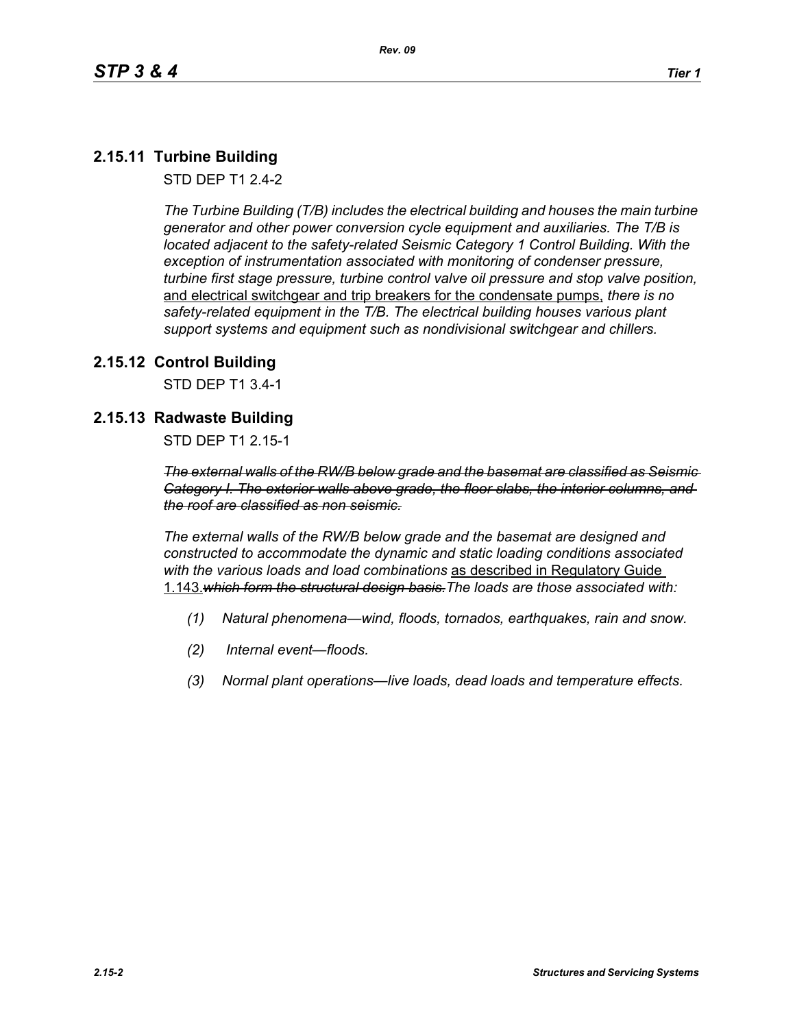## 2.15.11 Turbine Building

STD DEP T1 2.4-2

*The Turbine Building (T/B) includes the electrical building and houses the main turbine generator and other power conversion cycle equipment and auxiliaries. The T/B is located adjacent to the safety-related Seismic Category 1 Control Building. With the exception of instrumentation associated with monitoring of condenser pressure, turbine first stage pressure, turbine control valve oil pressure and stop valve position,* <u>and electrical switchgear and trip breakers for the condensate pumps,</u> *there is no safety-related equipment in the T/B. The electrical building houses various plant support systems and equipment such as nondivisional switchgear and chillers.*

## 2.15.12 Control Building

STD DEP T1 3.4-1

## 2.15.13 Radwaste Building

STD DEP T1 2.15-1

~~*The external walls of the RW/B below grade and the basemat are classified as Seismic Category I. The exterior walls above grade, the floor slabs, the interior columns, and the roof are classified as non seismic.*~~

*The external walls of the RW/B below grade and the basemat are designed and constructed to accommodate the dynamic and static loading conditions associated with the various loads and load combinations* <u>as described in Regulatory Guide 1.143.</u>~~*which form the structural design basis.*~~*The loads are those associated with:*

*(1) Natural phenomena—wind, floods, tornados, earthquakes, rain and snow.*

*(2) Internal event—floods.*

*(3) Normal plant operations—live loads, dead loads and temperature effects.*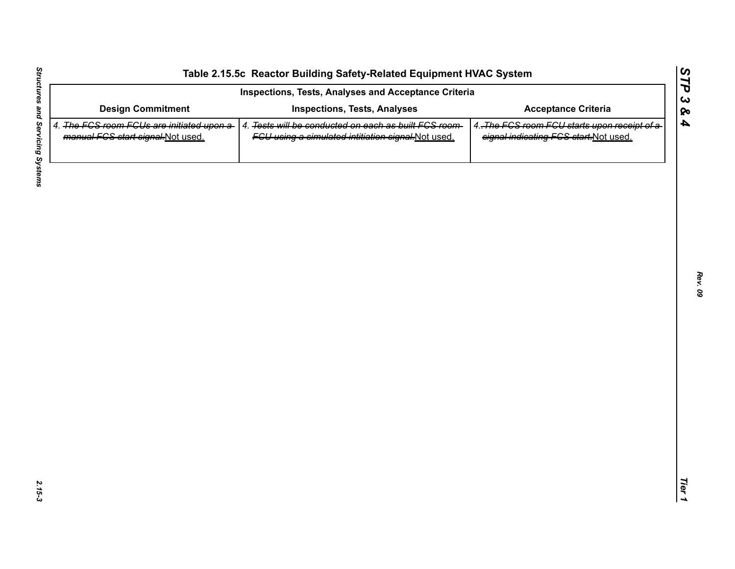# Table 2.15.5c Reactor Building Safety-Related Equipment HVAC System

| Inspections, Tests, Analyses and Acceptance Criteria | | |
|---|---|---|
| **Design Commitment** | **Inspections, Tests, Analyses** | **Acceptance Criteria** |
| 4. ~~The FCS room FCUs are initiated upon a manual FCS start signal.~~Not used. | 4. ~~Tests will be conducted on each as built FCS room FCU using a simulated intitiation signal.~~Not used. | 4. ~~The FCS room FCU starts upon receipt of a signal indicating FCS start.~~Not used. |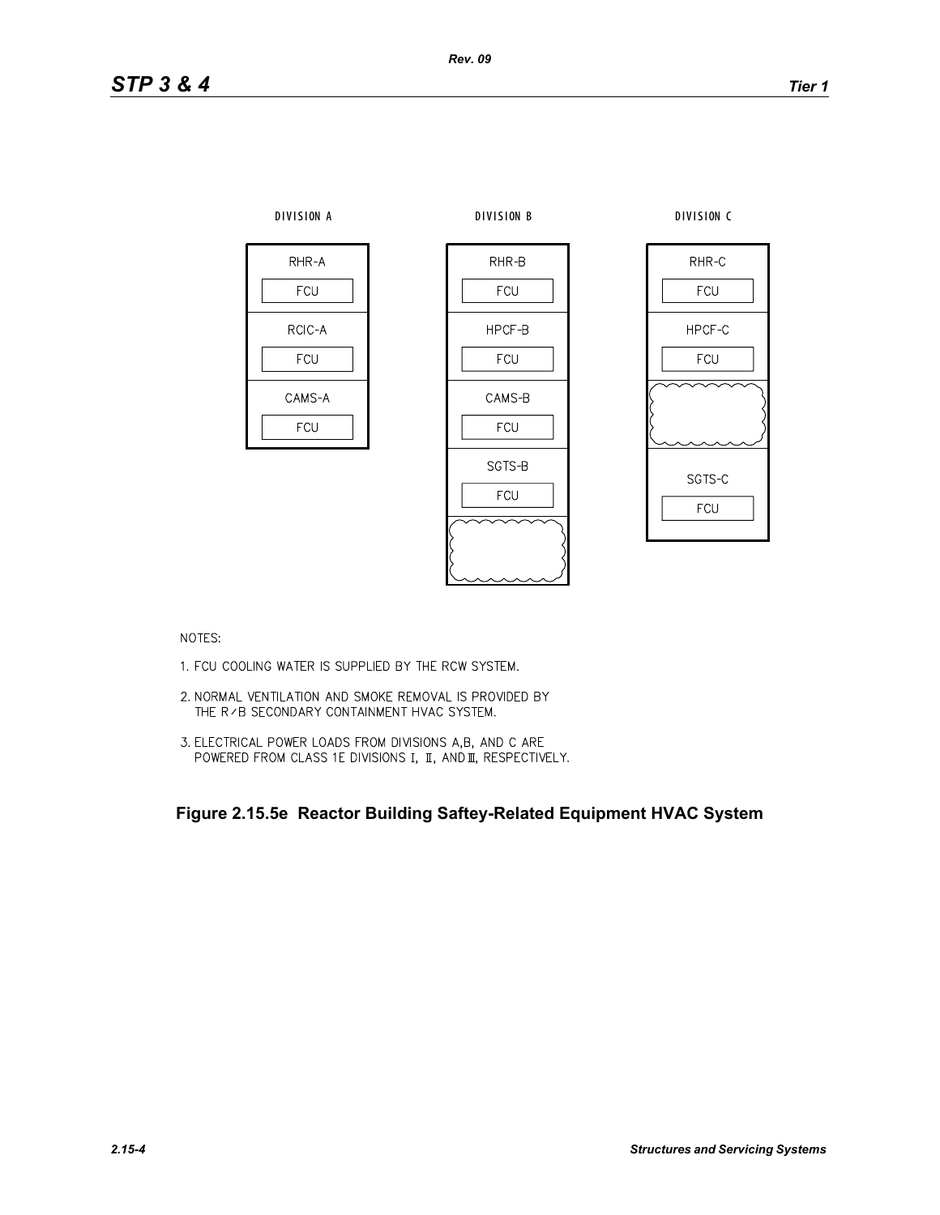DIVISION A

| RHR-A |
| --- |
| FCU |
| RCIC-A |
| FCU |
| CAMS-A |
| FCU |

DIVISION B

| RHR-B |
| --- |
| FCU |
| HPCF-B |
| FCU |
| CAMS-B |
| FCU |
| SGTS-B |
| FCU |

DIVISION C

| RHR-C |
| --- |
| FCU |
| HPCF-C |
| FCU |
| SGTS-C |
| FCU |

NOTES:

1. FCU COOLING WATER IS SUPPLIED BY THE RCW SYSTEM.
2. NORMAL VENTILATION AND SMOKE REMOVAL IS PROVIDED BY THE R/B SECONDARY CONTAINMENT HVAC SYSTEM.
3. ELECTRICAL POWER LOADS FROM DIVISIONS A,B, AND C ARE POWERED FROM CLASS 1E DIVISIONS I, II, AND III, RESPECTIVELY.

**Figure 2.15.5e Reactor Building Saftey-Related Equipment HVAC System**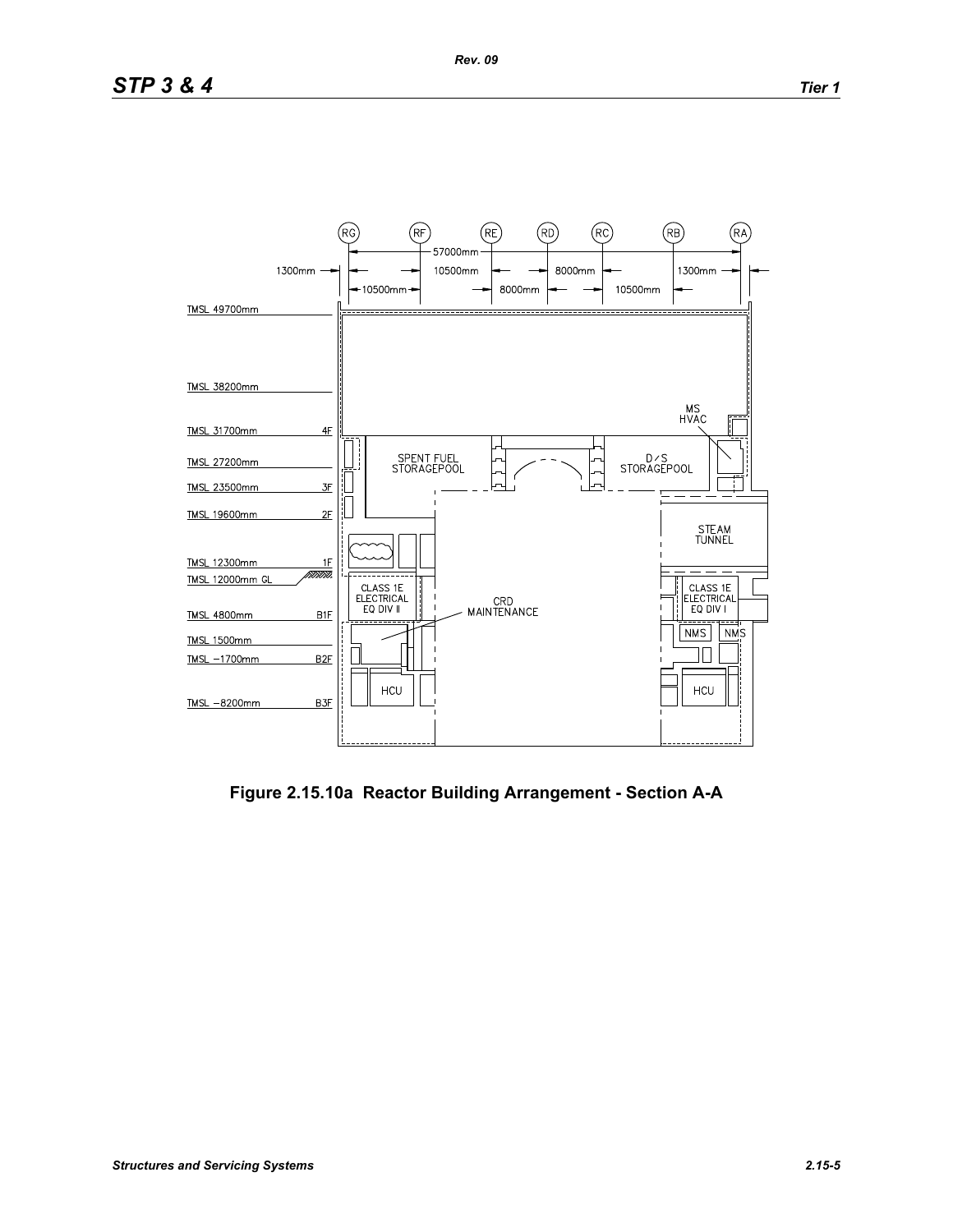Figure 2.15.10a Reactor Building Arrangement - Section A-A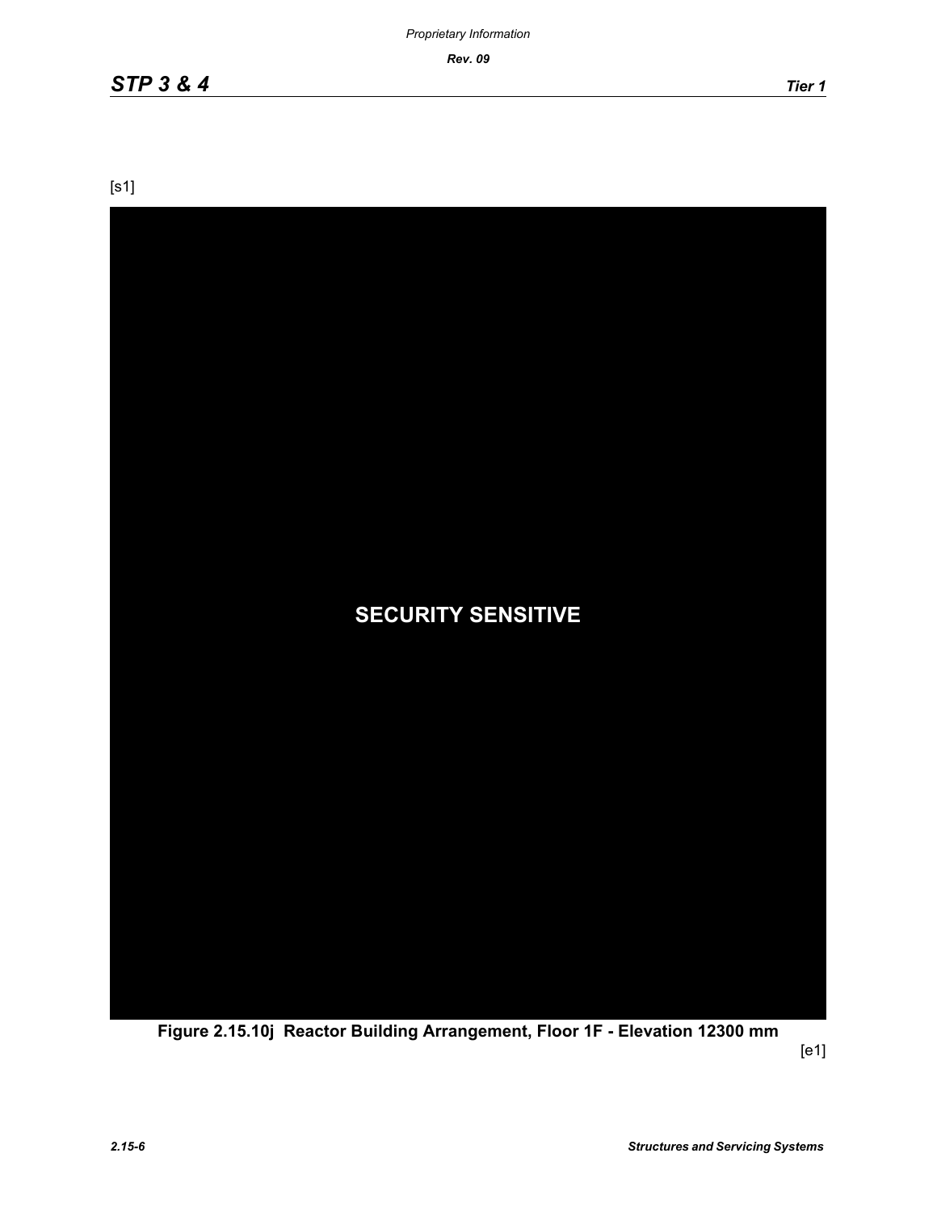[s1]

SECURITY SENSITIVE

**Figure 2.15.10j Reactor Building Arrangement, Floor 1F - Elevation 12300 mm**

[e1]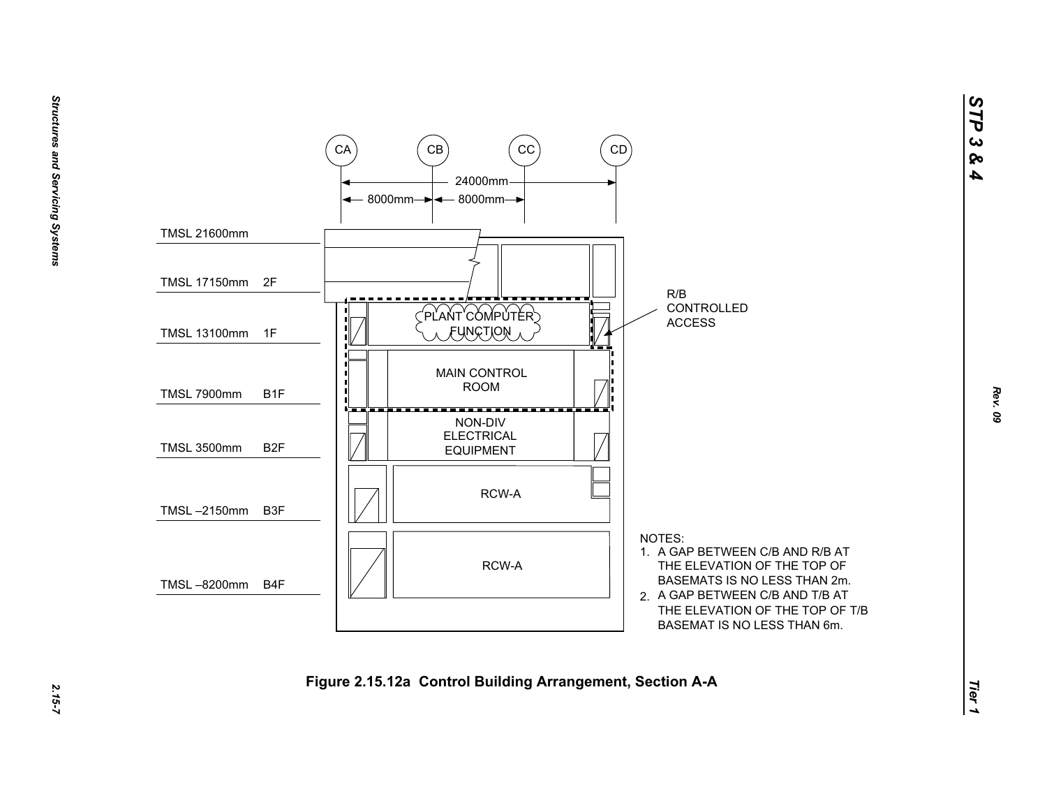CA CB CC CD

24000mm

8000mm 8000mm

TMSL 21600mm

TMSL 17150mm 2F

TMSL 13100mm 1F

TMSL 7900mm B1F

TMSL 3500mm B2F

TMSL –2150mm B3F

TMSL –8200mm B4F

PLANT COMPUTER FUNCTION

MAIN CONTROL ROOM

NON-DIV ELECTRICAL EQUIPMENT

RCW-A

RCW-A

R/B CONTROLLED ACCESS

NOTES:

1. A GAP BETWEEN C/B AND R/B AT THE ELEVATION OF THE TOP OF BASEMATS IS NO LESS THAN 2m.
2. A GAP BETWEEN C/B AND T/B AT THE ELEVATION OF THE TOP OF T/B BASEMAT IS NO LESS THAN 6m.

**Figure 2.15.12a Control Building Arrangement, Section A-A**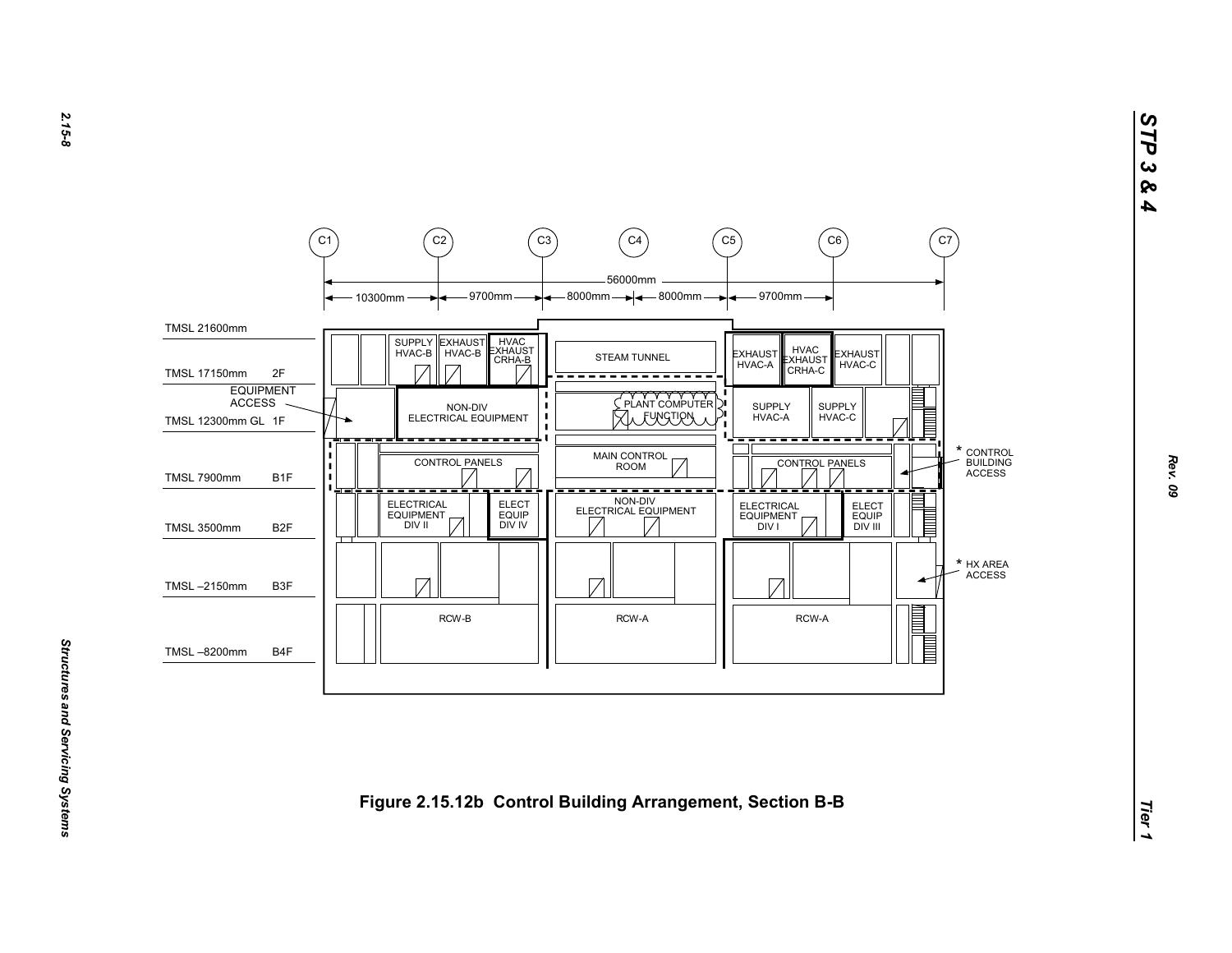C1 C2 C3 C4 C5 C6 C7

56000mm

10300mm — 9700mm — 8000mm — 8000mm — 9700mm

TMSL 21600mm

TMSL 17150mm 2F

TMSL 12300mm GL 1F

TMSL 7900mm B1F

TMSL 3500mm B2F

TMSL –2150mm B3F

TMSL –8200mm B4F

EQUIPMENT ACCESS

SUPPLY HVAC-B | EXHAUST HVAC-B | HVAC EXHAUST CRHA-B | STEAM TUNNEL | EXHAUST HVAC-A | HVAC EXHAUST CRHA-C | EXHAUST HVAC-C

NON-DIV ELECTRICAL EQUIPMENT | PLANT COMPUTER FUNCTION | SUPPLY HVAC-A | SUPPLY HVAC-C

CONTROL PANELS | MAIN CONTROL ROOM | CONTROL PANELS

\* CONTROL BUILDING ACCESS

ELECTRICAL EQUIPMENT DIV II | ELECT EQUIP DIV IV | NON-DIV ELECTRICAL EQUIPMENT | ELECTRICAL EQUIPMENT DIV I | ELECT EQUIP DIV III

\* HX AREA ACCESS

RCW-B | RCW-A | RCW-A

**Figure 2.15.12b Control Building Arrangement, Section B-B**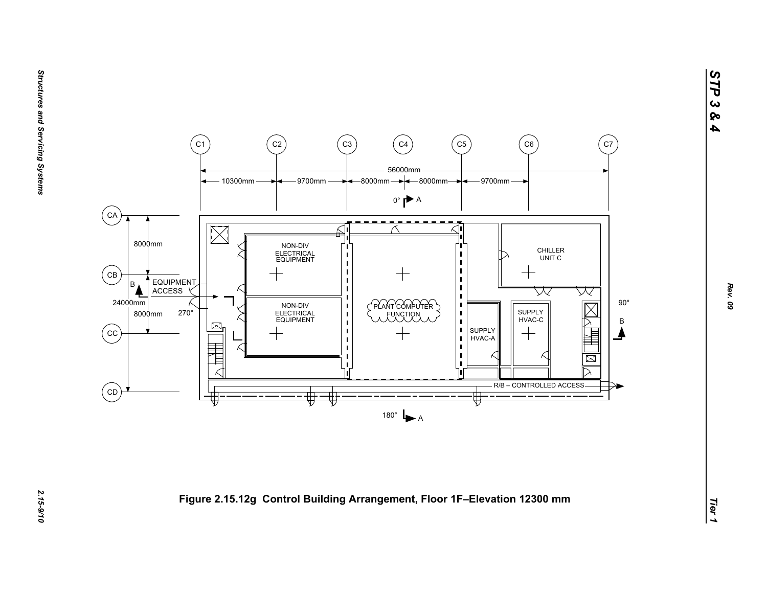C1 C2 C3 C4 C5 C6 C7

56000mm

10300mm 9700mm 8000mm 8000mm 9700mm

0° A

CA

8000mm

NON-DIV ELECTRICAL EQUIPMENT

CHILLER UNIT C

CB

B

EQUIPMENT ACCESS

24000mm

8000mm

270°

NON-DIV ELECTRICAL EQUIPMENT

PLANT COMPUTER FUNCTION

SUPPLY HVAC-C

90°

B

CC

SUPPLY HVAC-A

CD

R/B – CONTROLLED ACCESS

180° A

**Figure 2.15.12g Control Building Arrangement, Floor 1F–Elevation 12300 mm**